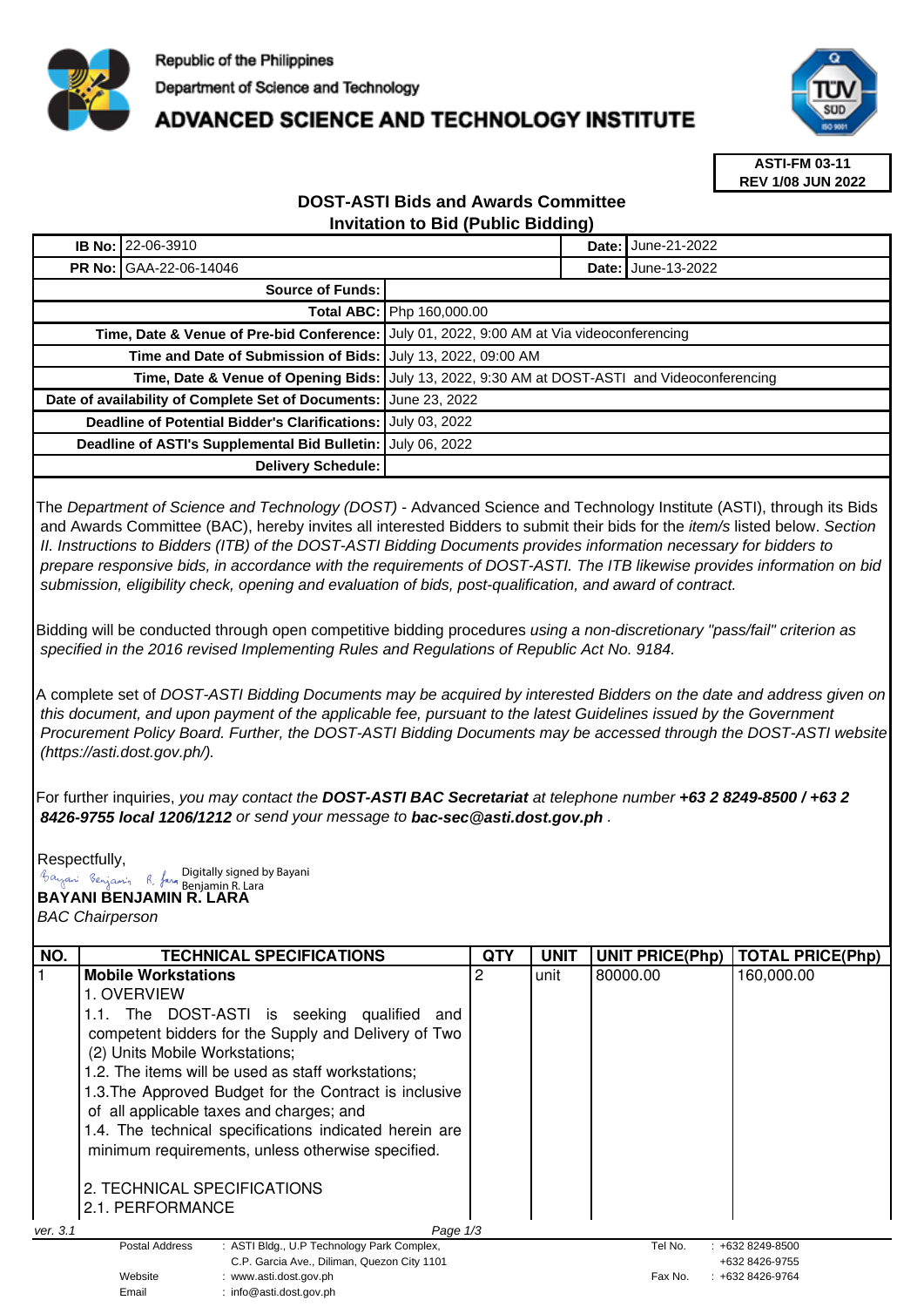Republic of the Philippines

Department of Science and Technology

# ADVANCED SCIENCE AND TECHNOLOGY INSTITUTE

**ASTI-FM 03-11**
**REV 1/08 JUN 2022**

## DOST-ASTI Bids and Awards Committee
## Invitation to Bid (Public Bidding)

| | | | |
|---|---|---|---|
| **IB No:** | 22-06-3910 | **Date:** | June-21-2022 |
| **PR No:** | GAA-22-06-14046 | **Date:** | June-13-2022 |

| | |
|---|---|
| **Source of Funds:** | |
| **Total ABC:** | Php 160,000.00 |
| **Time, Date & Venue of Pre-bid Conference:** | July 01, 2022, 9:00 AM at Via videoconferencing |
| **Time and Date of Submission of Bids:** | July 13, 2022, 09:00 AM |
| **Time, Date & Venue of Opening Bids:** | July 13, 2022, 9:30 AM at DOST-ASTI and Videoconferencing |
| **Date of availability of Complete Set of Documents:** | June 23, 2022 |
| **Deadline of Potential Bidder's Clarifications:** | July 03, 2022 |
| **Deadline of ASTI's Supplemental Bid Bulletin:** | July 06, 2022 |
| **Delivery Schedule:** | |

The *Department of Science and Technology (DOST)* - Advanced Science and Technology Institute (ASTI), through its Bids and Awards Committee (BAC), hereby invites all interested Bidders to submit their bids for the *item/s* listed below. *Section II. Instructions to Bidders (ITB) of the DOST-ASTI Bidding Documents provides information necessary for bidders to prepare responsive bids, in accordance with the requirements of DOST-ASTI. The ITB likewise provides information on bid submission, eligibility check, opening and evaluation of bids, post-qualification, and award of contract.*

Bidding will be conducted through open competitive bidding procedures *using a non-discretionary "pass/fail" criterion as specified in the 2016 revised Implementing Rules and Regulations of Republic Act No. 9184.*

A complete set of *DOST-ASTI Bidding Documents may be acquired by interested Bidders on the date and address given on this document, and upon payment of the applicable fee, pursuant to the latest Guidelines issued by the Government Procurement Policy Board. Further, the DOST-ASTI Bidding Documents may be accessed through the DOST-ASTI website (https://asti.dost.gov.ph/).*

For further inquiries, *you may contact the* ***DOST-ASTI BAC Secretariat*** *at telephone number* ***+63 2 8249-8500 / +63 2 8426-9755 local 1206/1212*** *or send your message to* ***bac-sec@asti.dost.gov.ph*** .

Respectfully,

Digitally signed by Bayani Benjamin R. Lara

**BAYANI BENJAMIN R. LARA**
*BAC Chairperson*

| NO. | TECHNICAL SPECIFICATIONS | QTY | UNIT | UNIT PRICE(Php) | TOTAL PRICE(Php) |
|---|---|---|---|---|---|
| 1 | **Mobile Workstations**<br>1. OVERVIEW<br>1.1. The DOST-ASTI is seeking qualified and competent bidders for the Supply and Delivery of Two (2) Units Mobile Workstations;<br>1.2. The items will be used as staff workstations;<br>1.3.The Approved Budget for the Contract is inclusive of all applicable taxes and charges; and<br>1.4. The technical specifications indicated herein are minimum requirements, unless otherwise specified.<br><br>2. TECHNICAL SPECIFICATIONS<br>2.1. PERFORMANCE | 2 | unit | 80000.00 | 160,000.00 |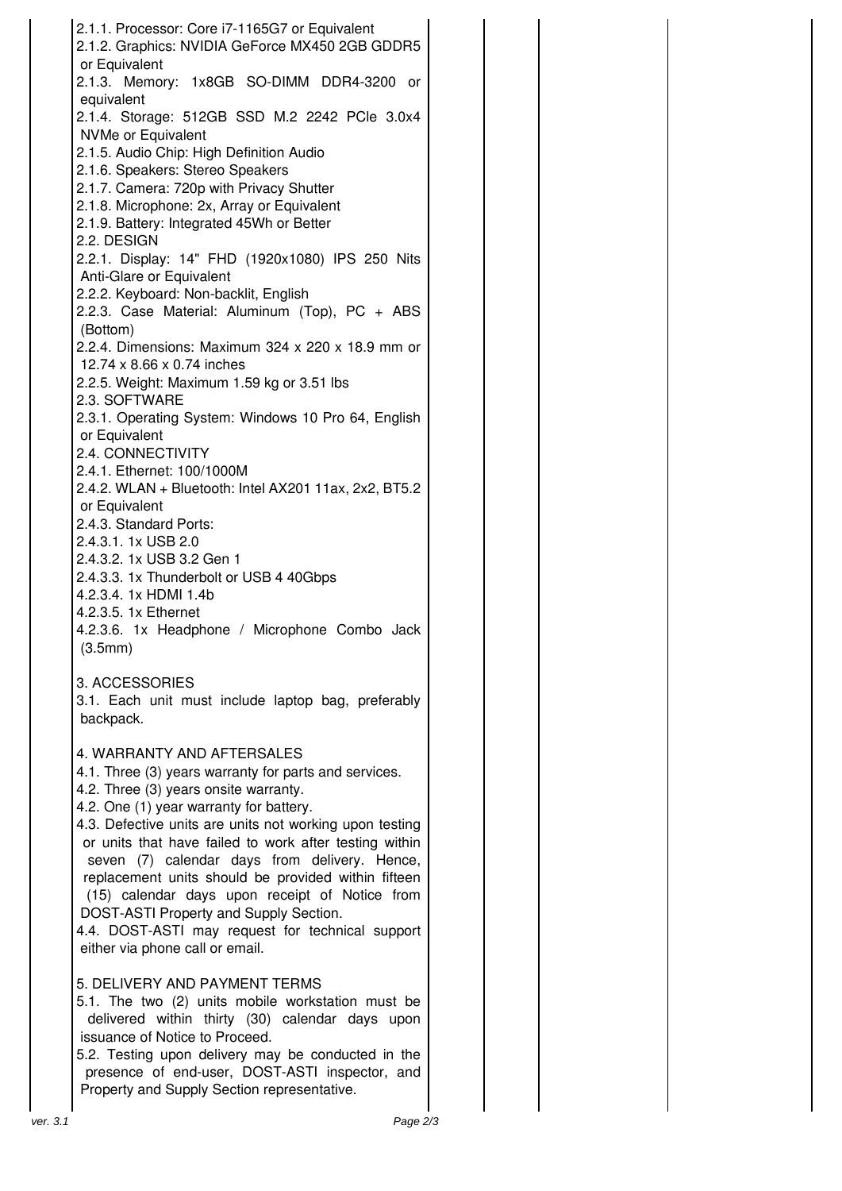| | | | | | |
|---|---|---|---|---|---|
| | 2.1.1. Processor: Core i7-1165G7 or Equivalent<br>2.1.2. Graphics: NVIDIA GeForce MX450 2GB GDDR5 or Equivalent<br>2.1.3. Memory: 1x8GB SO-DIMM DDR4-3200 or equivalent<br>2.1.4. Storage: 512GB SSD M.2 2242 PCIe 3.0x4 NVMe or Equivalent<br>2.1.5. Audio Chip: High Definition Audio<br>2.1.6. Speakers: Stereo Speakers<br>2.1.7. Camera: 720p with Privacy Shutter<br>2.1.8. Microphone: 2x, Array or Equivalent<br>2.1.9. Battery: Integrated 45Wh or Better<br>2.2. DESIGN<br>2.2.1. Display: 14" FHD (1920x1080) IPS 250 Nits Anti-Glare or Equivalent<br>2.2.2. Keyboard: Non-backlit, English<br>2.2.3. Case Material: Aluminum (Top), PC + ABS (Bottom)<br>2.2.4. Dimensions: Maximum 324 x 220 x 18.9 mm or 12.74 x 8.66 x 0.74 inches<br>2.2.5. Weight: Maximum 1.59 kg or 3.51 lbs<br>2.3. SOFTWARE<br>2.3.1. Operating System: Windows 10 Pro 64, English or Equivalent<br>2.4. CONNECTIVITY<br>2.4.1. Ethernet: 100/1000M<br>2.4.2. WLAN + Bluetooth: Intel AX201 11ax, 2x2, BT5.2 or Equivalent<br>2.4.3. Standard Ports:<br>2.4.3.1. 1x USB 2.0<br>2.4.3.2. 1x USB 3.2 Gen 1<br>2.4.3.3. 1x Thunderbolt or USB 4 40Gbps<br>4.2.3.4. 1x HDMI 1.4b<br>4.2.3.5. 1x Ethernet<br>4.2.3.6. 1x Headphone / Microphone Combo Jack (3.5mm)<br><br>3. ACCESSORIES<br>3.1. Each unit must include laptop bag, preferably backpack.<br><br>4. WARRANTY AND AFTERSALES<br>4.1. Three (3) years warranty for parts and services.<br>4.2. Three (3) years onsite warranty.<br>4.2. One (1) year warranty for battery.<br>4.3. Defective units are units not working upon testing or units that have failed to work after testing within seven (7) calendar days from delivery. Hence, replacement units should be provided within fifteen (15) calendar days upon receipt of Notice from DOST-ASTI Property and Supply Section.<br>4.4. DOST-ASTI may request for technical support either via phone call or email.<br><br>5. DELIVERY AND PAYMENT TERMS<br>5.1. The two (2) units mobile workstation must be delivered within thirty (30) calendar days upon issuance of Notice to Proceed.<br>5.2. Testing upon delivery may be conducted in the presence of end-user, DOST-ASTI inspector, and Property and Supply Section representative. | | | | |

ver. 3.1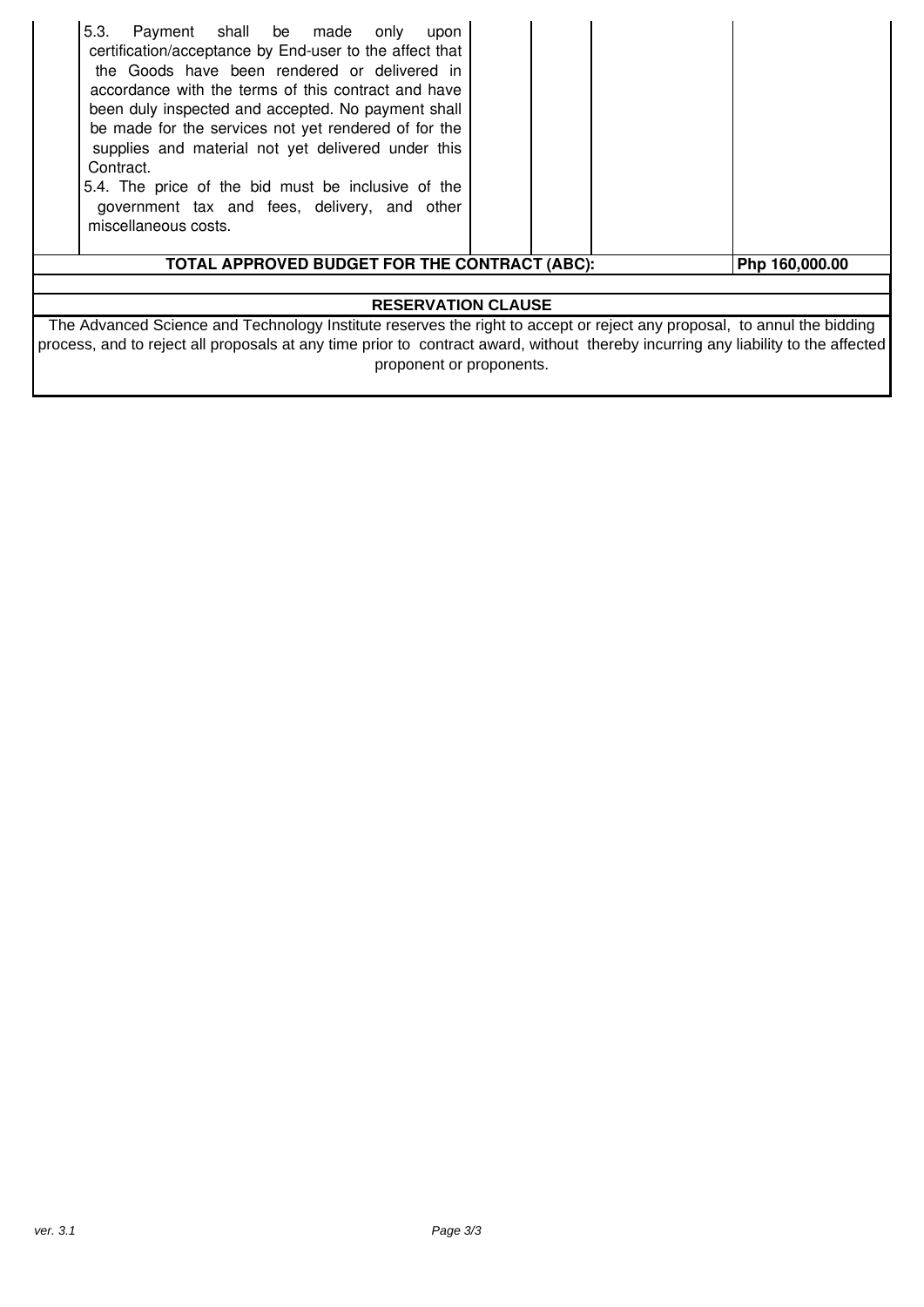| | | | | |
|---|---|---|---|---|
| 5.3. Payment shall be made only upon certification/acceptance by End-user to the affect that the Goods have been rendered or delivered in accordance with the terms of this contract and have been duly inspected and accepted. No payment shall be made for the services not yet rendered of for the supplies and material not yet delivered under this Contract.<br>5.4. The price of the bid must be inclusive of the government tax and fees, delivery, and other miscellaneous costs. | | | | |
| **TOTAL APPROVED BUDGET FOR THE CONTRACT (ABC):** | | | | **Php 160,000.00** |

**RESERVATION CLAUSE**

The Advanced Science and Technology Institute reserves the right to accept or reject any proposal, to annul the bidding process, and to reject all proposals at any time prior to contract award, without thereby incurring any liability to the affected proponent or proponents.

*ver. 3.1*